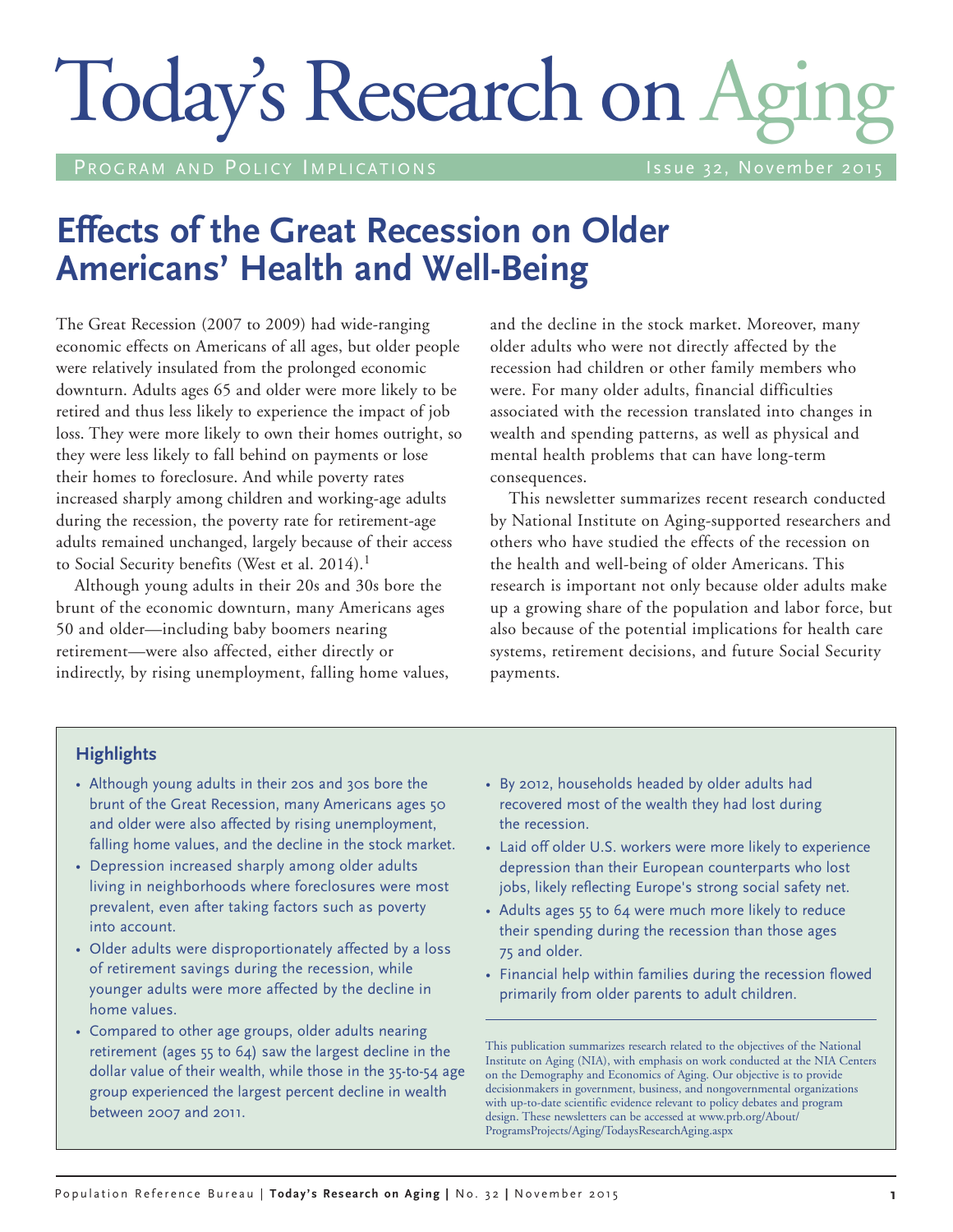# Today's Research on Aging

Program and Policy Implications — Issue 32, November 2015

## Effects of the Great Recession on Older Americans' Health and Well-Being

The Great Recession (2007 to 2009) had wide-ranging economic effects on Americans of all ages, but older people were relatively insulated from the prolonged economic downturn. Adults ages 65 and older were more likely to be retired and thus less likely to experience the impact of job loss. They were more likely to own their homes outright, so they were less likely to fall behind on payments or lose their homes to foreclosure. And while poverty rates increased sharply among children and working-age adults during the recession, the poverty rate for retirement-age adults remained unchanged, largely because of their access to Social Security benefits (West et al. 2014).[1]

Although young adults in their 20s and 30s bore the brunt of the economic downturn, many Americans ages 50 and older—including baby boomers nearing retirement—were also affected, either directly or indirectly, by rising unemployment, falling home values, and the decline in the stock market. Moreover, many older adults who were not directly affected by the recession had children or other family members who were. For many older adults, financial difficulties associated with the recession translated into changes in wealth and spending patterns, as well as physical and mental health problems that can have long-term consequences.

This newsletter summarizes recent research conducted by National Institute on Aging-supported researchers and others who have studied the effects of the recession on the health and well-being of older Americans. This research is important not only because older adults make up a growing share of the population and labor force, but also because of the potential implications for health care systems, retirement decisions, and future Social Security payments.

### Highlights

- Although young adults in their 20s and 30s bore the brunt of the Great Recession, many Americans ages 50 and older were also affected by rising unemployment, falling home values, and the decline in the stock market.
- Depression increased sharply among older adults living in neighborhoods where foreclosures were most prevalent, even after taking factors such as poverty into account.
- Older adults were disproportionately affected by a loss of retirement savings during the recession, while younger adults were more affected by the decline in home values.
- Compared to other age groups, older adults nearing retirement (ages 55 to 64) saw the largest decline in the dollar value of their wealth, while those in the 35-to-54 age group experienced the largest percent decline in wealth between 2007 and 2011.
- By 2012, households headed by older adults had recovered most of the wealth they had lost during the recession.
- Laid off older U.S. workers were more likely to experience depression than their European counterparts who lost jobs, likely reflecting Europe's strong social safety net.
- Adults ages 55 to 64 were much more likely to reduce their spending during the recession than those ages 75 and older.
- Financial help within families during the recession flowed primarily from older parents to adult children.

This publication summarizes research related to the objectives of the National Institute on Aging (NIA), with emphasis on work conducted at the NIA Centers on the Demography and Economics of Aging. Our objective is to provide decisionmakers in government, business, and nongovernmental organizations with up-to-date scientific evidence relevant to policy debates and program design. These newsletters can be accessed at www.prb.org/About/ProgramsProjects/Aging/TodaysResearchAging.aspx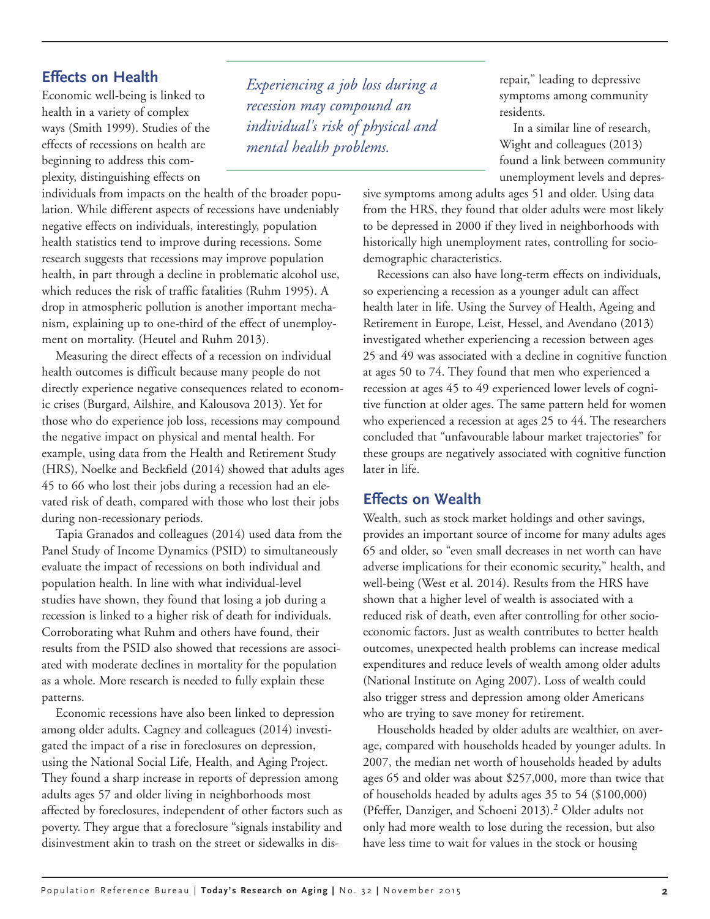## Effects on Health

Economic well-being is linked to health in a variety of complex ways (Smith 1999). Studies of the effects of recessions on health are beginning to address this complexity, distinguishing effects on individuals from impacts on the health of the broader population. While different aspects of recessions have undeniably negative effects on individuals, interestingly, population health statistics tend to improve during recessions. Some research suggests that recessions may improve population health, in part through a decline in problematic alcohol use, which reduces the risk of traffic fatalities (Ruhm 1995). A drop in atmospheric pollution is another important mechanism, explaining up to one-third of the effect of unemployment on mortality. (Heutel and Ruhm 2013).

*Experiencing a job loss during a recession may compound an individual's risk of physical and mental health problems.*

Measuring the direct effects of a recession on individual health outcomes is difficult because many people do not directly experience negative consequences related to economic crises (Burgard, Ailshire, and Kalousova 2013). Yet for those who do experience job loss, recessions may compound the negative impact on physical and mental health. For example, using data from the Health and Retirement Study (HRS), Noelke and Beckfield (2014) showed that adults ages 45 to 66 who lost their jobs during a recession had an elevated risk of death, compared with those who lost their jobs during non-recessionary periods.

Tapia Granados and colleagues (2014) used data from the Panel Study of Income Dynamics (PSID) to simultaneously evaluate the impact of recessions on both individual and population health. In line with what individual-level studies have shown, they found that losing a job during a recession is linked to a higher risk of death for individuals. Corroborating what Ruhm and others have found, their results from the PSID also showed that recessions are associated with moderate declines in mortality for the population as a whole. More research is needed to fully explain these patterns.

Economic recessions have also been linked to depression among older adults. Cagney and colleagues (2014) investigated the impact of a rise in foreclosures on depression, using the National Social Life, Health, and Aging Project. They found a sharp increase in reports of depression among adults ages 57 and older living in neighborhoods most affected by foreclosures, independent of other factors such as poverty. They argue that a foreclosure "signals instability and disinvestment akin to trash on the street or sidewalks in disrepair," leading to depressive symptoms among community residents.

In a similar line of research, Wight and colleagues (2013) found a link between community unemployment levels and depressive symptoms among adults ages 51 and older. Using data from the HRS, they found that older adults were most likely to be depressed in 2000 if they lived in neighborhoods with historically high unemployment rates, controlling for sociodemographic characteristics.

Recessions can also have long-term effects on individuals, so experiencing a recession as a younger adult can affect health later in life. Using the Survey of Health, Ageing and Retirement in Europe, Leist, Hessel, and Avendano (2013) investigated whether experiencing a recession between ages 25 and 49 was associated with a decline in cognitive function at ages 50 to 74. They found that men who experienced a recession at ages 45 to 49 experienced lower levels of cognitive function at older ages. The same pattern held for women who experienced a recession at ages 25 to 44. The researchers concluded that "unfavourable labour market trajectories" for these groups are negatively associated with cognitive function later in life.

## Effects on Wealth

Wealth, such as stock market holdings and other savings, provides an important source of income for many adults ages 65 and older, so "even small decreases in net worth can have adverse implications for their economic security," health, and well-being (West et al. 2014). Results from the HRS have shown that a higher level of wealth is associated with a reduced risk of death, even after controlling for other socioeconomic factors. Just as wealth contributes to better health outcomes, unexpected health problems can increase medical expenditures and reduce levels of wealth among older adults (National Institute on Aging 2007). Loss of wealth could also trigger stress and depression among older Americans who are trying to save money for retirement.

Households headed by older adults are wealthier, on average, compared with households headed by younger adults. In 2007, the median net worth of households headed by adults ages 65 and older was about $257,000, more than twice that of households headed by adults ages 35 to 54 ($100,000) (Pfeffer, Danziger, and Schoeni 2013).[2] Older adults not only had more wealth to lose during the recession, but also have less time to wait for values in the stock or housing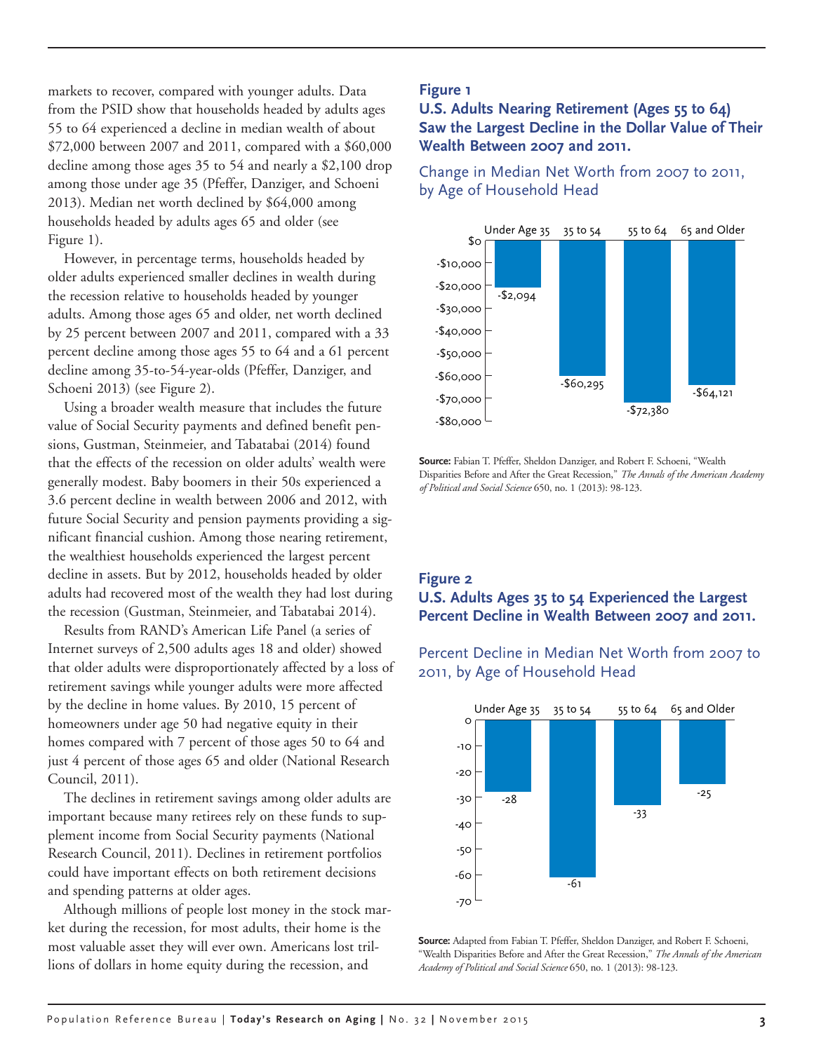markets to recover, compared with younger adults. Data from the PSID show that households headed by adults ages 55 to 64 experienced a decline in median wealth of about $72,000 between 2007 and 2011, compared with a $60,000 decline among those ages 35 to 54 and nearly a $2,100 drop among those under age 35 (Pfeffer, Danziger, and Schoeni 2013). Median net worth declined by $64,000 among households headed by adults ages 65 and older (see Figure 1).

However, in percentage terms, households headed by older adults experienced smaller declines in wealth during the recession relative to households headed by younger adults. Among those ages 65 and older, net worth declined by 25 percent between 2007 and 2011, compared with a 33 percent decline among those ages 55 to 64 and a 61 percent decline among 35-to-54-year-olds (Pfeffer, Danziger, and Schoeni 2013) (see Figure 2).

Using a broader wealth measure that includes the future value of Social Security payments and defined benefit pensions, Gustman, Steinmeier, and Tabatabai (2014) found that the effects of the recession on older adults' wealth were generally modest. Baby boomers in their 50s experienced a 3.6 percent decline in wealth between 2006 and 2012, with future Social Security and pension payments providing a significant financial cushion. Among those nearing retirement, the wealthiest households experienced the largest percent decline in assets. But by 2012, households headed by older adults had recovered most of the wealth they had lost during the recession (Gustman, Steinmeier, and Tabatabai 2014).

Results from RAND's American Life Panel (a series of Internet surveys of 2,500 adults ages 18 and older) showed that older adults were disproportionately affected by a loss of retirement savings while younger adults were more affected by the decline in home values. By 2010, 15 percent of homeowners under age 50 had negative equity in their homes compared with 7 percent of those ages 50 to 64 and just 4 percent of those ages 65 and older (National Research Council, 2011).

The declines in retirement savings among older adults are important because many retirees rely on these funds to supplement income from Social Security payments (National Research Council, 2011). Declines in retirement portfolios could have important effects on both retirement decisions and spending patterns at older ages.

Although millions of people lost money in the stock market during the recession, for most adults, their home is the most valuable asset they will ever own. Americans lost trillions of dollars in home equity during the recession, and

**Figure 1**

**U.S. Adults Nearing Retirement (Ages 55 to 64) Saw the Largest Decline in the Dollar Value of Their Wealth Between 2007 and 2011.**

Change in Median Net Worth from 2007 to 2011, by Age of Household Head

| Age of Household Head | Change in Median Net Worth |
|---|---|
| Under Age 35 | -$2,094 |
| 35 to 54 | -$60,295 |
| 55 to 64 | -$72,380 |
| 65 and Older | -$64,121 |

**Source:** Fabian T. Pfeffer, Sheldon Danziger, and Robert F. Schoeni, "Wealth Disparities Before and After the Great Recession," *The Annals of the American Academy of Political and Social Science* 650, no. 1 (2013): 98-123.

**Figure 2**

**U.S. Adults Ages 35 to 54 Experienced the Largest Percent Decline in Wealth Between 2007 and 2011.**

Percent Decline in Median Net Worth from 2007 to 2011, by Age of Household Head

| Age of Household Head | Percent Decline |
|---|---|
| Under Age 35 | -28 |
| 35 to 54 | -61 |
| 55 to 64 | -33 |
| 65 and Older | -25 |

**Source:** Adapted from Fabian T. Pfeffer, Sheldon Danziger, and Robert F. Schoeni, "Wealth Disparities Before and After the Great Recession," *The Annals of the American Academy of Political and Social Science* 650, no. 1 (2013): 98-123.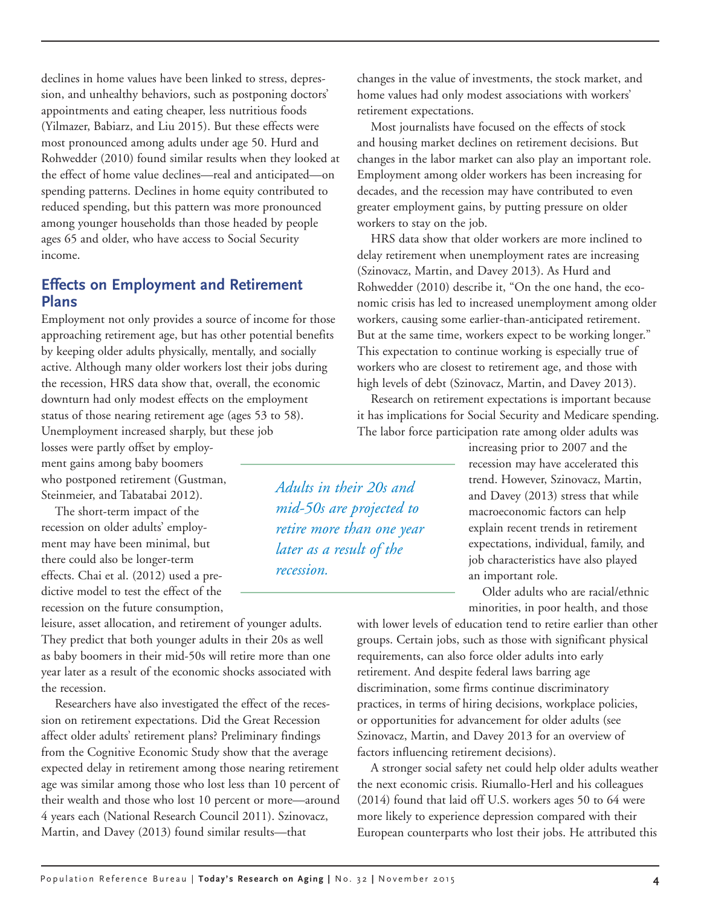declines in home values have been linked to stress, depression, and unhealthy behaviors, such as postponing doctors' appointments and eating cheaper, less nutritious foods (Yilmazer, Babiarz, and Liu 2015). But these effects were most pronounced among adults under age 50. Hurd and Rohwedder (2010) found similar results when they looked at the effect of home value declines—real and anticipated—on spending patterns. Declines in home equity contributed to reduced spending, but this pattern was more pronounced among younger households than those headed by people ages 65 and older, who have access to Social Security income.

## Effects on Employment and Retirement Plans

Employment not only provides a source of income for those approaching retirement age, but has other potential benefits by keeping older adults physically, mentally, and socially active. Although many older workers lost their jobs during the recession, HRS data show that, overall, the economic downturn had only modest effects on the employment status of those nearing retirement age (ages 53 to 58). Unemployment increased sharply, but these job losses were partly offset by employment gains among baby boomers who postponed retirement (Gustman, Steinmeier, and Tabatabai 2012).

The short-term impact of the recession on older adults' employment may have been minimal, but there could also be longer-term effects. Chai et al. (2012) used a predictive model to test the effect of the recession on the future consumption, leisure, asset allocation, and retirement of younger adults. They predict that both younger adults in their 20s as well as baby boomers in their mid-50s will retire more than one year later as a result of the economic shocks associated with the recession.

*Adults in their 20s and mid-50s are projected to retire more than one year later as a result of the recession.*

Researchers have also investigated the effect of the recession on retirement expectations. Did the Great Recession affect older adults' retirement plans? Preliminary findings from the Cognitive Economic Study show that the average expected delay in retirement among those nearing retirement age was similar among those who lost less than 10 percent of their wealth and those who lost 10 percent or more—around 4 years each (National Research Council 2011). Szinovacz, Martin, and Davey (2013) found similar results—that changes in the value of investments, the stock market, and home values had only modest associations with workers' retirement expectations.

Most journalists have focused on the effects of stock and housing market declines on retirement decisions. But changes in the labor market can also play an important role. Employment among older workers has been increasing for decades, and the recession may have contributed to even greater employment gains, by putting pressure on older workers to stay on the job.

HRS data show that older workers are more inclined to delay retirement when unemployment rates are increasing (Szinovacz, Martin, and Davey 2013). As Hurd and Rohwedder (2010) describe it, "On the one hand, the economic crisis has led to increased unemployment among older workers, causing some earlier-than-anticipated retirement. But at the same time, workers expect to be working longer." This expectation to continue working is especially true of workers who are closest to retirement age, and those with high levels of debt (Szinovacz, Martin, and Davey 2013).

Research on retirement expectations is important because it has implications for Social Security and Medicare spending. The labor force participation rate among older adults was increasing prior to 2007 and the recession may have accelerated this trend. However, Szinovacz, Martin, and Davey (2013) stress that while macroeconomic factors can help explain recent trends in retirement expectations, individual, family, and job characteristics have also played an important role.

Older adults who are racial/ethnic minorities, in poor health, and those with lower levels of education tend to retire earlier than other groups. Certain jobs, such as those with significant physical requirements, can also force older adults into early retirement. And despite federal laws barring age discrimination, some firms continue discriminatory practices, in terms of hiring decisions, workplace policies, or opportunities for advancement for older adults (see Szinovacz, Martin, and Davey 2013 for an overview of factors influencing retirement decisions).

A stronger social safety net could help older adults weather the next economic crisis. Riumallo-Herl and his colleagues (2014) found that laid off U.S. workers ages 50 to 64 were more likely to experience depression compared with their European counterparts who lost their jobs. He attributed this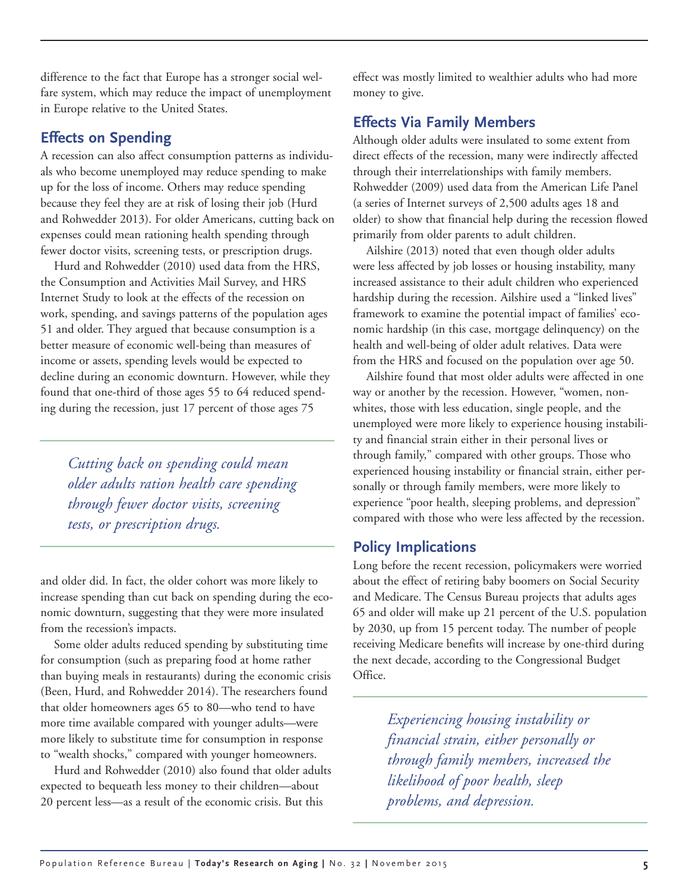difference to the fact that Europe has a stronger social welfare system, which may reduce the impact of unemployment in Europe relative to the United States.

## Effects on Spending

A recession can also affect consumption patterns as individuals who become unemployed may reduce spending to make up for the loss of income. Others may reduce spending because they feel they are at risk of losing their job (Hurd and Rohwedder 2013). For older Americans, cutting back on expenses could mean rationing health spending through fewer doctor visits, screening tests, or prescription drugs.

Hurd and Rohwedder (2010) used data from the HRS, the Consumption and Activities Mail Survey, and HRS Internet Study to look at the effects of the recession on work, spending, and savings patterns of the population ages 51 and older. They argued that because consumption is a better measure of economic well-being than measures of income or assets, spending levels would be expected to decline during an economic downturn. However, while they found that one-third of those ages 55 to 64 reduced spending during the recession, just 17 percent of those ages 75 and older did. In fact, the older cohort was more likely to increase spending than cut back on spending during the economic downturn, suggesting that they were more insulated from the recession's impacts.

> *Cutting back on spending could mean older adults ration health care spending through fewer doctor visits, screening tests, or prescription drugs.*

Some older adults reduced spending by substituting time for consumption (such as preparing food at home rather than buying meals in restaurants) during the economic crisis (Been, Hurd, and Rohwedder 2014). The researchers found that older homeowners ages 65 to 80—who tend to have more time available compared with younger adults—were more likely to substitute time for consumption in response to "wealth shocks," compared with younger homeowners.

Hurd and Rohwedder (2010) also found that older adults expected to bequeath less money to their children—about 20 percent less—as a result of the economic crisis. But this effect was mostly limited to wealthier adults who had more money to give.

## Effects Via Family Members

Although older adults were insulated to some extent from direct effects of the recession, many were indirectly affected through their interrelationships with family members. Rohwedder (2009) used data from the American Life Panel (a series of Internet surveys of 2,500 adults ages 18 and older) to show that financial help during the recession flowed primarily from older parents to adult children.

Ailshire (2013) noted that even though older adults were less affected by job losses or housing instability, many increased assistance to their adult children who experienced hardship during the recession. Ailshire used a "linked lives" framework to examine the potential impact of families' economic hardship (in this case, mortgage delinquency) on the health and well-being of older adult relatives. Data were from the HRS and focused on the population over age 50.

Ailshire found that most older adults were affected in one way or another by the recession. However, "women, nonwhites, those with less education, single people, and the unemployed were more likely to experience housing instability and financial strain either in their personal lives or through family," compared with other groups. Those who experienced housing instability or financial strain, either personally or through family members, were more likely to experience "poor health, sleeping problems, and depression" compared with those who were less affected by the recession.

## Policy Implications

Long before the recent recession, policymakers were worried about the effect of retiring baby boomers on Social Security and Medicare. The Census Bureau projects that adults ages 65 and older will make up 21 percent of the U.S. population by 2030, up from 15 percent today. The number of people receiving Medicare benefits will increase by one-third during the next decade, according to the Congressional Budget Office.

> *Experiencing housing instability or financial strain, either personally or through family members, increased the likelihood of poor health, sleep problems, and depression.*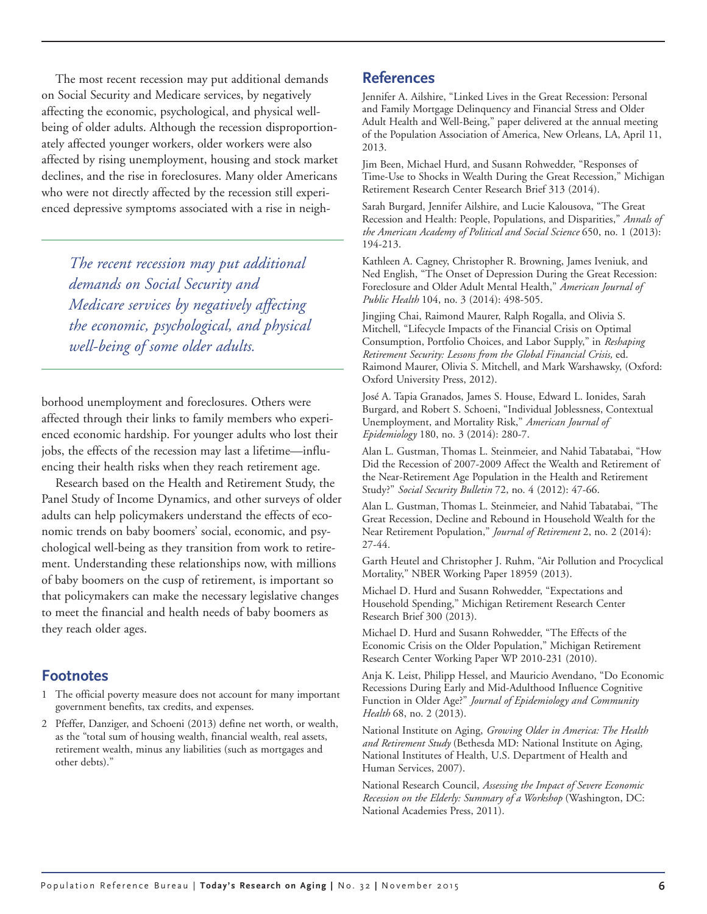The most recent recession may put additional demands on Social Security and Medicare services, by negatively affecting the economic, psychological, and physical well-being of older adults. Although the recession disproportionately affected younger workers, older workers were also affected by rising unemployment, housing and stock market declines, and the rise in foreclosures. Many older Americans who were not directly affected by the recession still experienced depressive symptoms associated with a rise in neighborhood unemployment and foreclosures. Others were affected through their links to family members who experienced economic hardship. For younger adults who lost their jobs, the effects of the recession may last a lifetime—influencing their health risks when they reach retirement age.

> *The recent recession may put additional demands on Social Security and Medicare services by negatively affecting the economic, psychological, and physical well-being of some older adults.*

Research based on the Health and Retirement Study, the Panel Study of Income Dynamics, and other surveys of older adults can help policymakers understand the effects of economic trends on baby boomers' social, economic, and psychological well-being as they transition from work to retirement. Understanding these relationships now, with millions of baby boomers on the cusp of retirement, is important so that policymakers can make the necessary legislative changes to meet the financial and health needs of baby boomers as they reach older ages.

## Footnotes

1. The official poverty measure does not account for many important government benefits, tax credits, and expenses.
2. Pfeffer, Danziger, and Schoeni (2013) define net worth, or wealth, as the "total sum of housing wealth, financial wealth, real assets, retirement wealth, minus any liabilities (such as mortgages and other debts)."

## References

Jennifer A. Ailshire, "Linked Lives in the Great Recession: Personal and Family Mortgage Delinquency and Financial Stress and Older Adult Health and Well-Being," paper delivered at the annual meeting of the Population Association of America, New Orleans, LA, April 11, 2013.

Jim Been, Michael Hurd, and Susann Rohwedder, "Responses of Time-Use to Shocks in Wealth During the Great Recession," Michigan Retirement Research Center Research Brief 313 (2014).

Sarah Burgard, Jennifer Ailshire, and Lucie Kalousova, "The Great Recession and Health: People, Populations, and Disparities," *Annals of the American Academy of Political and Social Science* 650, no. 1 (2013): 194-213.

Kathleen A. Cagney, Christopher R. Browning, James Iveniuk, and Ned English, "The Onset of Depression During the Great Recession: Foreclosure and Older Adult Mental Health," *American Journal of Public Health* 104, no. 3 (2014): 498-505.

Jingjing Chai, Raimond Maurer, Ralph Rogalla, and Olivia S. Mitchell, "Lifecycle Impacts of the Financial Crisis on Optimal Consumption, Portfolio Choices, and Labor Supply," in *Reshaping Retirement Security: Lessons from the Global Financial Crisis,* ed. Raimond Maurer, Olivia S. Mitchell, and Mark Warshawsky, (Oxford: Oxford University Press, 2012).

José A. Tapia Granados, James S. House, Edward L. Ionides, Sarah Burgard, and Robert S. Schoeni, "Individual Joblessness, Contextual Unemployment, and Mortality Risk," *American Journal of Epidemiology* 180, no. 3 (2014): 280-7.

Alan L. Gustman, Thomas L. Steinmeier, and Nahid Tabatabai, "How Did the Recession of 2007-2009 Affect the Wealth and Retirement of the Near-Retirement Age Population in the Health and Retirement Study?" *Social Security Bulletin* 72, no. 4 (2012): 47-66.

Alan L. Gustman, Thomas L. Steinmeier, and Nahid Tabatabai, "The Great Recession, Decline and Rebound in Household Wealth for the Near Retirement Population," *Journal of Retirement* 2, no. 2 (2014): 27-44.

Garth Heutel and Christopher J. Ruhm, "Air Pollution and Procyclical Mortality," NBER Working Paper 18959 (2013).

Michael D. Hurd and Susann Rohwedder, "Expectations and Household Spending," Michigan Retirement Research Center Research Brief 300 (2013).

Michael D. Hurd and Susann Rohwedder, "The Effects of the Economic Crisis on the Older Population," Michigan Retirement Research Center Working Paper WP 2010-231 (2010).

Anja K. Leist, Philipp Hessel, and Mauricio Avendano, "Do Economic Recessions During Early and Mid-Adulthood Influence Cognitive Function in Older Age?" *Journal of Epidemiology and Community Health* 68, no. 2 (2013).

National Institute on Aging, *Growing Older in America: The Health and Retirement Study* (Bethesda MD: National Institute on Aging, National Institutes of Health, U.S. Department of Health and Human Services, 2007).

National Research Council, *Assessing the Impact of Severe Economic Recession on the Elderly: Summary of a Workshop* (Washington, DC: National Academies Press, 2011).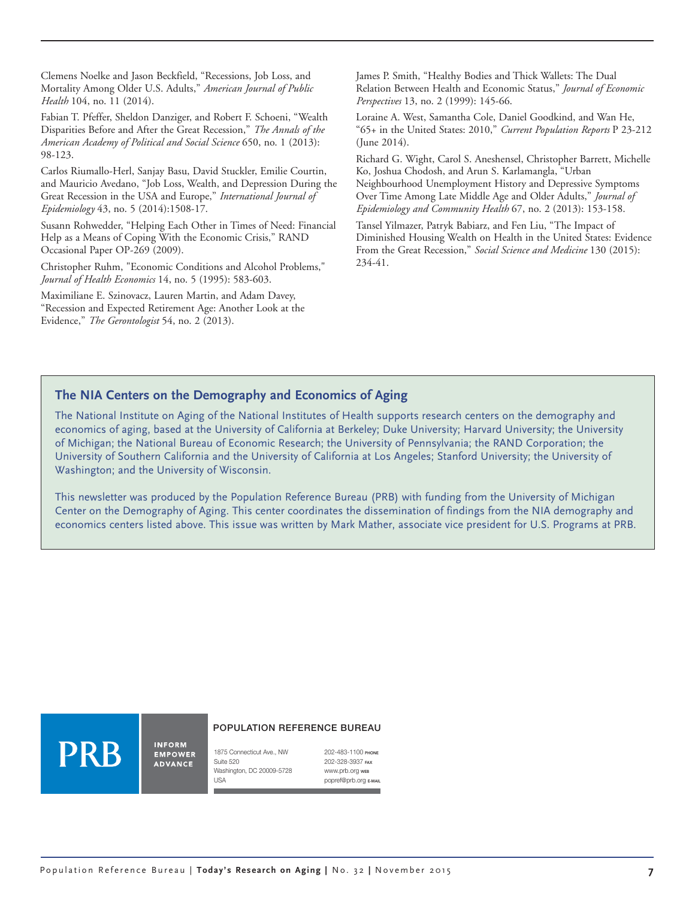Clemens Noelke and Jason Beckfield, "Recessions, Job Loss, and Mortality Among Older U.S. Adults," *American Journal of Public Health* 104, no. 11 (2014).

Fabian T. Pfeffer, Sheldon Danziger, and Robert F. Schoeni, "Wealth Disparities Before and After the Great Recession," *The Annals of the American Academy of Political and Social Science* 650, no. 1 (2013): 98-123.

Carlos Riumallo-Herl, Sanjay Basu, David Stuckler, Emilie Courtin, and Mauricio Avedano, "Job Loss, Wealth, and Depression During the Great Recession in the USA and Europe," *International Journal of Epidemiology* 43, no. 5 (2014):1508-17.

Susann Rohwedder, "Helping Each Other in Times of Need: Financial Help as a Means of Coping With the Economic Crisis," RAND Occasional Paper OP-269 (2009).

Christopher Ruhm, "Economic Conditions and Alcohol Problems," *Journal of Health Economics* 14, no. 5 (1995): 583-603.

Maximiliane E. Szinovacz, Lauren Martin, and Adam Davey, "Recession and Expected Retirement Age: Another Look at the Evidence," *The Gerontologist* 54, no. 2 (2013).

James P. Smith, "Healthy Bodies and Thick Wallets: The Dual Relation Between Health and Economic Status," *Journal of Economic Perspectives* 13, no. 2 (1999): 145-66.

Loraine A. West, Samantha Cole, Daniel Goodkind, and Wan He, "65+ in the United States: 2010," *Current Population Reports* P 23-212 (June 2014).

Richard G. Wight, Carol S. Aneshensel, Christopher Barrett, Michelle Ko, Joshua Chodosh, and Arun S. Karlamangla, "Urban Neighbourhood Unemployment History and Depressive Symptoms Over Time Among Late Middle Age and Older Adults," *Journal of Epidemiology and Community Health* 67, no. 2 (2013): 153-158.

Tansel Yilmazer, Patryk Babiarz, and Fen Liu, "The Impact of Diminished Housing Wealth on Health in the United States: Evidence From the Great Recession," *Social Science and Medicine* 130 (2015): 234-41.

## The NIA Centers on the Demography and Economics of Aging

The National Institute on Aging of the National Institutes of Health supports research centers on the demography and economics of aging, based at the University of California at Berkeley; Duke University; Harvard University; the University of Michigan; the National Bureau of Economic Research; the University of Pennsylvania; the RAND Corporation; the University of Southern California and the University of California at Los Angeles; Stanford University; the University of Washington; and the University of Wisconsin.

This newsletter was produced by the Population Reference Bureau (PRB) with funding from the University of Michigan Center on the Demography of Aging. This center coordinates the dissemination of findings from the NIA demography and economics centers listed above. This issue was written by Mark Mather, associate vice president for U.S. Programs at PRB.

PRB

INFORM
EMPOWER
ADVANCE

POPULATION REFERENCE BUREAU

1875 Connecticut Ave., NW
Suite 520
Washington, DC 20009-5728
USA

202-483-1100 PHONE
202-328-3937 FAX
www.prb.org WEB
popref@prb.org E-MAIL